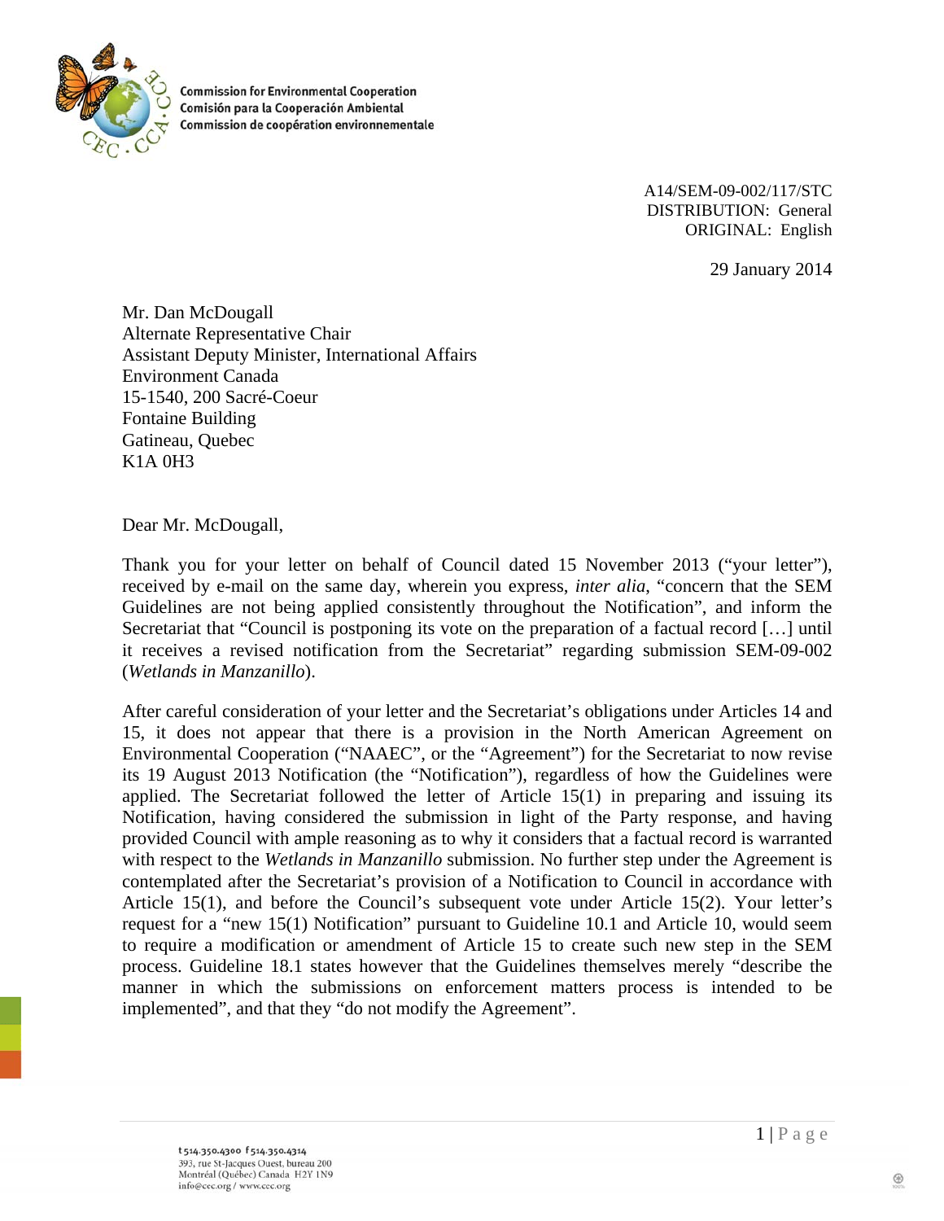Commission for Environmental Cooperation
Comisión para la Cooperación Ambiental
Commission de coopération environnementale

A14/SEM-09-002/117/STC
DISTRIBUTION: General
ORIGINAL: English

29 January 2014

Mr. Dan McDougall
Alternate Representative Chair
Assistant Deputy Minister, International Affairs
Environment Canada
15-1540, 200 Sacré-Coeur
Fontaine Building
Gatineau, Quebec
K1A 0H3

Dear Mr. McDougall,

Thank you for your letter on behalf of Council dated 15 November 2013 ("your letter"), received by e-mail on the same day, wherein you express, *inter alia*, "concern that the SEM Guidelines are not being applied consistently throughout the Notification", and inform the Secretariat that "Council is postponing its vote on the preparation of a factual record […] until it receives a revised notification from the Secretariat" regarding submission SEM-09-002 (*Wetlands in Manzanillo*).

After careful consideration of your letter and the Secretariat's obligations under Articles 14 and 15, it does not appear that there is a provision in the North American Agreement on Environmental Cooperation ("NAAEC", or the "Agreement") for the Secretariat to now revise its 19 August 2013 Notification (the "Notification"), regardless of how the Guidelines were applied. The Secretariat followed the letter of Article 15(1) in preparing and issuing its Notification, having considered the submission in light of the Party response, and having provided Council with ample reasoning as to why it considers that a factual record is warranted with respect to the *Wetlands in Manzanillo* submission. No further step under the Agreement is contemplated after the Secretariat's provision of a Notification to Council in accordance with Article 15(1), and before the Council's subsequent vote under Article 15(2). Your letter's request for a "new 15(1) Notification" pursuant to Guideline 10.1 and Article 10, would seem to require a modification or amendment of Article 15 to create such new step in the SEM process. Guideline 18.1 states however that the Guidelines themselves merely "describe the manner in which the submissions on enforcement matters process is intended to be implemented", and that they "do not modify the Agreement".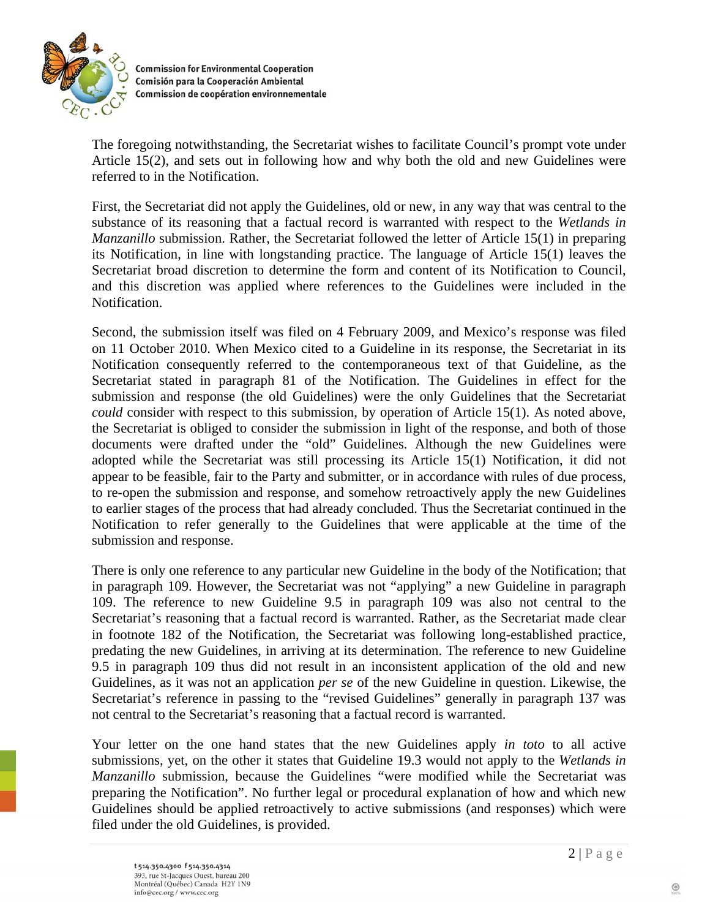The foregoing notwithstanding, the Secretariat wishes to facilitate Council's prompt vote under Article 15(2), and sets out in following how and why both the old and new Guidelines were referred to in the Notification.

First, the Secretariat did not apply the Guidelines, old or new, in any way that was central to the substance of its reasoning that a factual record is warranted with respect to the *Wetlands in Manzanillo* submission. Rather, the Secretariat followed the letter of Article 15(1) in preparing its Notification, in line with longstanding practice. The language of Article 15(1) leaves the Secretariat broad discretion to determine the form and content of its Notification to Council, and this discretion was applied where references to the Guidelines were included in the Notification.

Second, the submission itself was filed on 4 February 2009, and Mexico's response was filed on 11 October 2010. When Mexico cited to a Guideline in its response, the Secretariat in its Notification consequently referred to the contemporaneous text of that Guideline, as the Secretariat stated in paragraph 81 of the Notification. The Guidelines in effect for the submission and response (the old Guidelines) were the only Guidelines that the Secretariat *could* consider with respect to this submission, by operation of Article 15(1). As noted above, the Secretariat is obliged to consider the submission in light of the response, and both of those documents were drafted under the "old" Guidelines. Although the new Guidelines were adopted while the Secretariat was still processing its Article 15(1) Notification, it did not appear to be feasible, fair to the Party and submitter, or in accordance with rules of due process, to re-open the submission and response, and somehow retroactively apply the new Guidelines to earlier stages of the process that had already concluded. Thus the Secretariat continued in the Notification to refer generally to the Guidelines that were applicable at the time of the submission and response.

There is only one reference to any particular new Guideline in the body of the Notification; that in paragraph 109. However, the Secretariat was not "applying" a new Guideline in paragraph 109. The reference to new Guideline 9.5 in paragraph 109 was also not central to the Secretariat's reasoning that a factual record is warranted. Rather, as the Secretariat made clear in footnote 182 of the Notification, the Secretariat was following long-established practice, predating the new Guidelines, in arriving at its determination. The reference to new Guideline 9.5 in paragraph 109 thus did not result in an inconsistent application of the old and new Guidelines, as it was not an application *per se* of the new Guideline in question. Likewise, the Secretariat's reference in passing to the "revised Guidelines" generally in paragraph 137 was not central to the Secretariat's reasoning that a factual record is warranted.

Your letter on the one hand states that the new Guidelines apply *in toto* to all active submissions, yet, on the other it states that Guideline 19.3 would not apply to the *Wetlands in Manzanillo* submission, because the Guidelines "were modified while the Secretariat was preparing the Notification". No further legal or procedural explanation of how and which new Guidelines should be applied retroactively to active submissions (and responses) which were filed under the old Guidelines, is provided.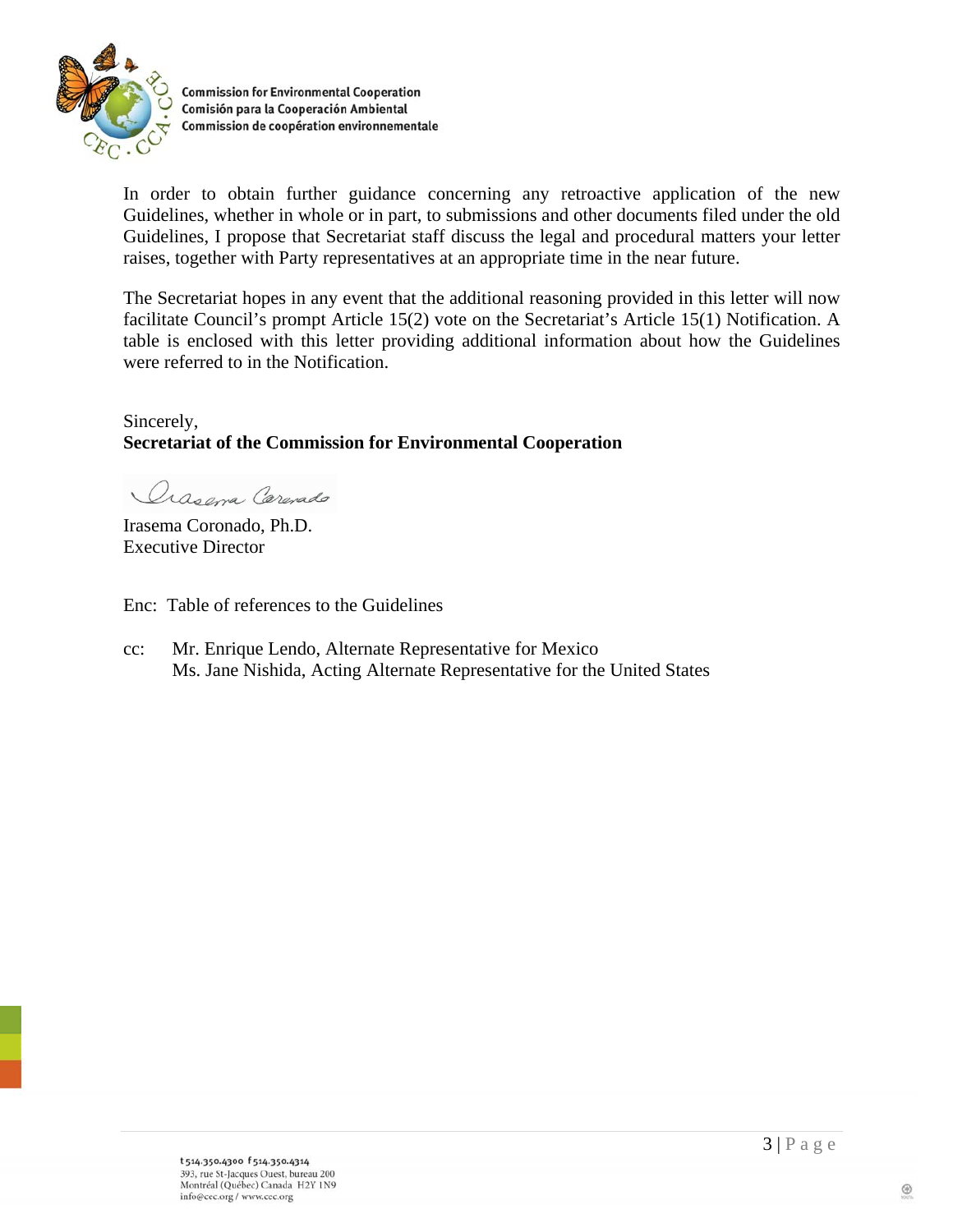In order to obtain further guidance concerning any retroactive application of the new Guidelines, whether in whole or in part, to submissions and other documents filed under the old Guidelines, I propose that Secretariat staff discuss the legal and procedural matters your letter raises, together with Party representatives at an appropriate time in the near future.

The Secretariat hopes in any event that the additional reasoning provided in this letter will now facilitate Council's prompt Article 15(2) vote on the Secretariat's Article 15(1) Notification. A table is enclosed with this letter providing additional information about how the Guidelines were referred to in the Notification.

Sincerely,
**Secretariat of the Commission for Environmental Cooperation**

Irasema Coronado, Ph.D.
Executive Director

Enc: Table of references to the Guidelines

cc: Mr. Enrique Lendo, Alternate Representative for Mexico
Ms. Jane Nishida, Acting Alternate Representative for the United States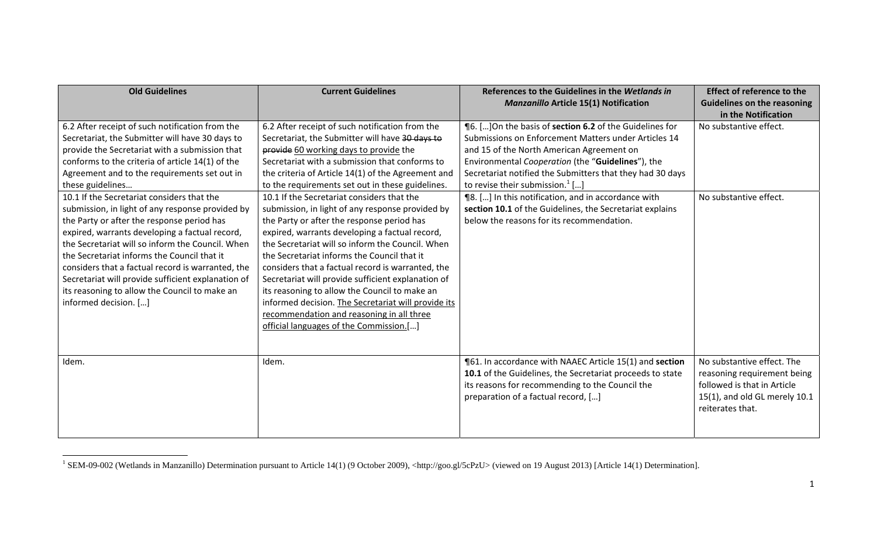| Old Guidelines | Current Guidelines | References to the Guidelines in the *Wetlands in Manzanillo* Article 15(1) Notification | Effect of reference to the Guidelines on the reasoning in the Notification |
|---|---|---|---|
| 6.2 After receipt of such notification from the Secretariat, the Submitter will have 30 days to provide the Secretariat with a submission that conforms to the criteria of article 14(1) of the Agreement and to the requirements set out in these guidelines… | 6.2 After receipt of such notification from the Secretariat, the Submitter will have ~~30 days to provide~~ 60 working days to provide the Secretariat with a submission that conforms to the criteria of Article 14(1) of the Agreement and to the requirements set out in these guidelines. | ¶6. […]On the basis of **section 6.2** of the Guidelines for Submissions on Enforcement Matters under Articles 14 and 15 of the North American Agreement on Environmental *Cooperation* (the "**Guidelines**"), the Secretariat notified the Submitters that they had 30 days to revise their submission.[1] […] | No substantive effect. |
| 10.1 If the Secretariat considers that the submission, in light of any response provided by the Party or after the response period has expired, warrants developing a factual record, the Secretariat will so inform the Council. When the Secretariat informs the Council that it considers that a factual record is warranted, the Secretariat will provide sufficient explanation of its reasoning to allow the Council to make an informed decision. […] | 10.1 If the Secretariat considers that the submission, in light of any response provided by the Party or after the response period has expired, warrants developing a factual record, the Secretariat will so inform the Council. When the Secretariat informs the Council that it considers that a factual record is warranted, the Secretariat will provide sufficient explanation of its reasoning to allow the Council to make an informed decision. <u>The Secretariat will provide its recommendation and reasoning in all three official languages of the Commission.</u>[…] | ¶8. […] In this notification, and in accordance with **section 10.1** of the Guidelines, the Secretariat explains below the reasons for its recommendation. | No substantive effect. |
| Idem. | Idem. | ¶61. In accordance with NAAEC Article 15(1) and **section 10.1** of the Guidelines, the Secretariat proceeds to state its reasons for recommending to the Council the preparation of a factual record, […] | No substantive effect. The reasoning requirement being followed is that in Article 15(1), and old GL merely 10.1 reiterates that. |

[1] SEM-09-002 (Wetlands in Manzanillo) Determination pursuant to Article 14(1) (9 October 2009), <http://goo.gl/5cPzU> (viewed on 19 August 2013) [Article 14(1) Determination].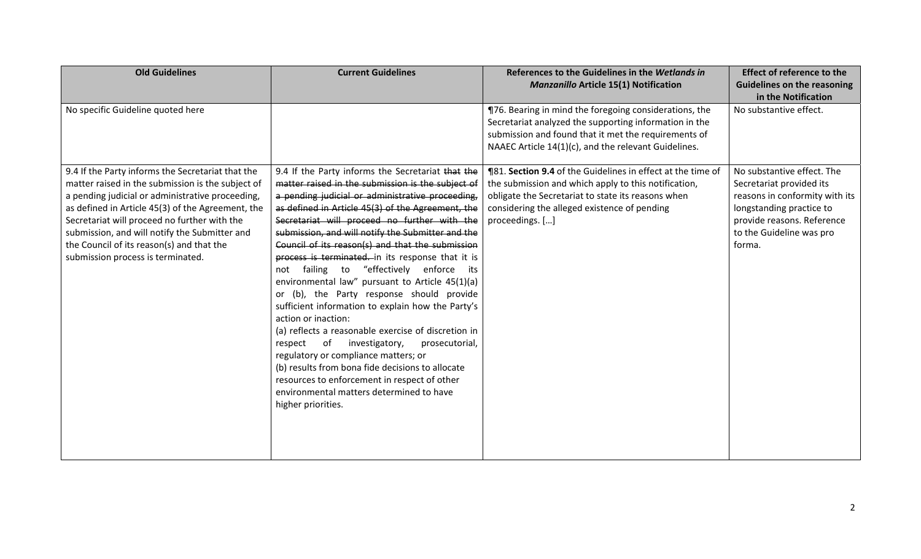| Old Guidelines | Current Guidelines | References to the Guidelines in the *Wetlands in Manzanillo* Article 15(1) Notification | Effect of reference to the Guidelines on the reasoning in the Notification |
|---|---|---|---|
| No specific Guideline quoted here | | ¶76. Bearing in mind the foregoing considerations, the Secretariat analyzed the supporting information in the submission and found that it met the requirements of NAAEC Article 14(1)(c), and the relevant Guidelines. | No substantive effect. |
| 9.4 If the Party informs the Secretariat that the matter raised in the submission is the subject of a pending judicial or administrative proceeding, as defined in Article 45(3) of the Agreement, the Secretariat will proceed no further with the submission, and will notify the Submitter and the Council of its reason(s) and that the submission process is terminated. | 9.4 If the Party informs the Secretariat ~~that the matter raised in the submission is the subject of a pending judicial or administrative proceeding, as defined in Article 45(3) of the Agreement, the Secretariat will proceed no further with the submission, and will notify the Submitter and the Council of its reason(s) and that the submission process is terminated.~~ in its response that it is not failing to "effectively enforce its environmental law" pursuant to Article 45(1)(a) or (b), the Party response should provide sufficient information to explain how the Party's action or inaction:<br>(a) reflects a reasonable exercise of discretion in respect of investigatory, prosecutorial, regulatory or compliance matters; or<br>(b) results from bona fide decisions to allocate resources to enforcement in respect of other environmental matters determined to have higher priorities. | ¶81. **Section 9.4** of the Guidelines in effect at the time of the submission and which apply to this notification, obligate the Secretariat to state its reasons when considering the alleged existence of pending proceedings. […] | No substantive effect. The Secretariat provided its reasons in conformity with its longstanding practice to provide reasons. Reference to the Guideline was pro forma. |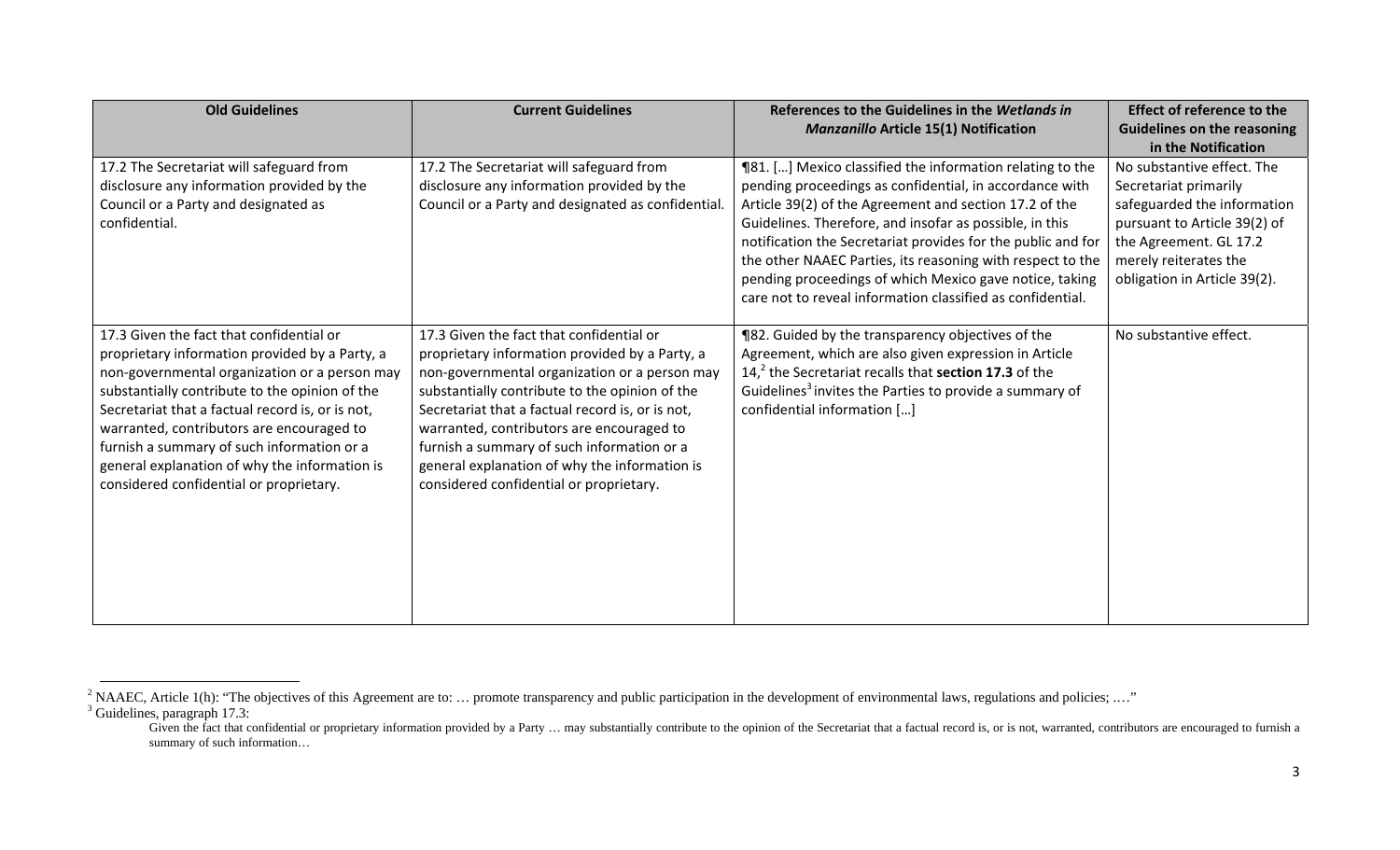| Old Guidelines | Current Guidelines | References to the Guidelines in the *Wetlands in Manzanillo* Article 15(1) Notification | Effect of reference to the Guidelines on the reasoning in the Notification |
|---|---|---|---|
| 17.2 The Secretariat will safeguard from disclosure any information provided by the Council or a Party and designated as confidential. | 17.2 The Secretariat will safeguard from disclosure any information provided by the Council or a Party and designated as confidential. | ¶81. […] Mexico classified the information relating to the pending proceedings as confidential, in accordance with Article 39(2) of the Agreement and section 17.2 of the Guidelines. Therefore, and insofar as possible, in this notification the Secretariat provides for the public and for the other NAAEC Parties, its reasoning with respect to the pending proceedings of which Mexico gave notice, taking care not to reveal information classified as confidential. | No substantive effect. The Secretariat primarily safeguarded the information pursuant to Article 39(2) of the Agreement. GL 17.2 merely reiterates the obligation in Article 39(2). |
| 17.3 Given the fact that confidential or proprietary information provided by a Party, a non-governmental organization or a person may substantially contribute to the opinion of the Secretariat that a factual record is, or is not, warranted, contributors are encouraged to furnish a summary of such information or a general explanation of why the information is considered confidential or proprietary. | 17.3 Given the fact that confidential or proprietary information provided by a Party, a non-governmental organization or a person may substantially contribute to the opinion of the Secretariat that a factual record is, or is not, warranted, contributors are encouraged to furnish a summary of such information or a general explanation of why the information is considered confidential or proprietary. | ¶82. Guided by the transparency objectives of the Agreement, which are also given expression in Article 14,[2] the Secretariat recalls that **section 17.3** of the Guidelines[3] invites the Parties to provide a summary of confidential information […] | No substantive effect. |

---

[2] NAAEC, Article 1(h): "The objectives of this Agreement are to: … promote transparency and public participation in the development of environmental laws, regulations and policies; …."

[3] Guidelines, paragraph 17.3:

> Given the fact that confidential or proprietary information provided by a Party … may substantially contribute to the opinion of the Secretariat that a factual record is, or is not, warranted, contributors are encouraged to furnish a summary of such information…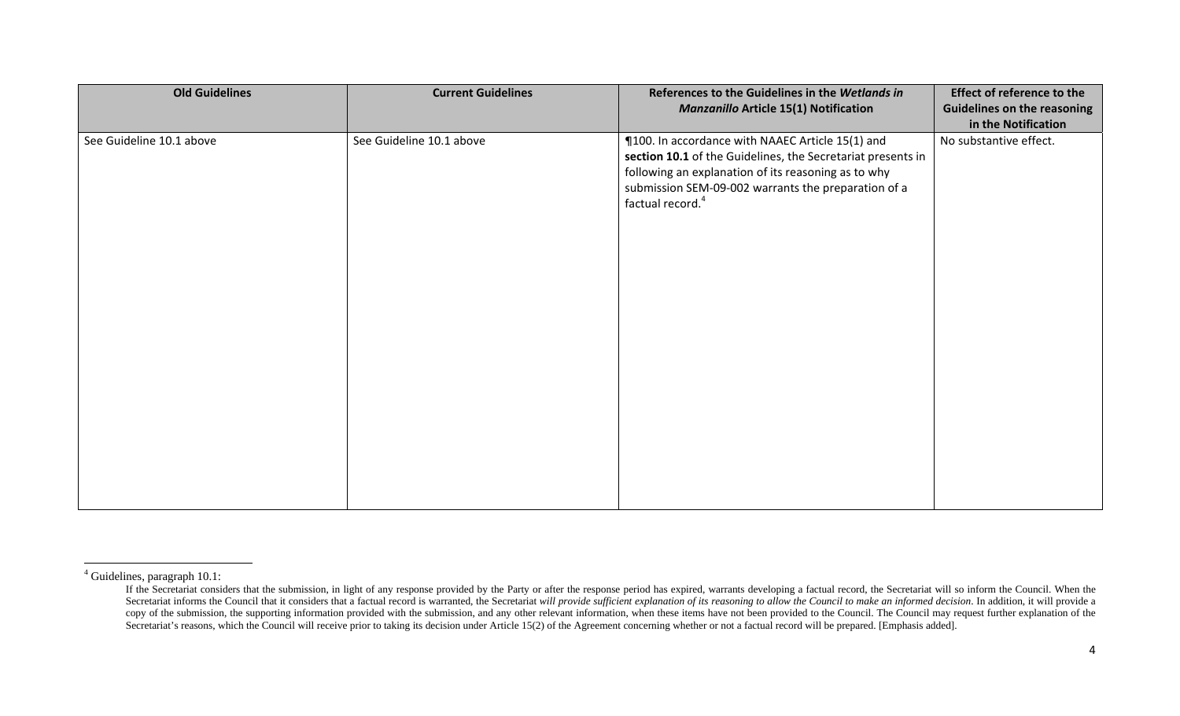| **Old Guidelines** | **Current Guidelines** | **References to the Guidelines in the *Wetlands in Manzanillo* Article 15(1) Notification** | **Effect of reference to the Guidelines on the reasoning in the Notification** |
|---|---|---|---|
| See Guideline 10.1 above | See Guideline 10.1 above | ¶100. In accordance with NAAEC Article 15(1) and **section 10.1** of the Guidelines, the Secretariat presents in following an explanation of its reasoning as to why submission SEM-09-002 warrants the preparation of a factual record.[4] | No substantive effect. |

[4] Guidelines, paragraph 10.1:

If the Secretariat considers that the submission, in light of any response provided by the Party or after the response period has expired, warrants developing a factual record, the Secretariat will so inform the Council. When the Secretariat informs the Council that it considers that a factual record is warranted, the Secretariat *will provide sufficient explanation of its reasoning to allow the Council to make an informed decision*. In addition, it will provide a copy of the submission, the supporting information provided with the submission, and any other relevant information, when these items have not been provided to the Council. The Council may request further explanation of the Secretariat's reasons, which the Council will receive prior to taking its decision under Article 15(2) of the Agreement concerning whether or not a factual record will be prepared. [Emphasis added].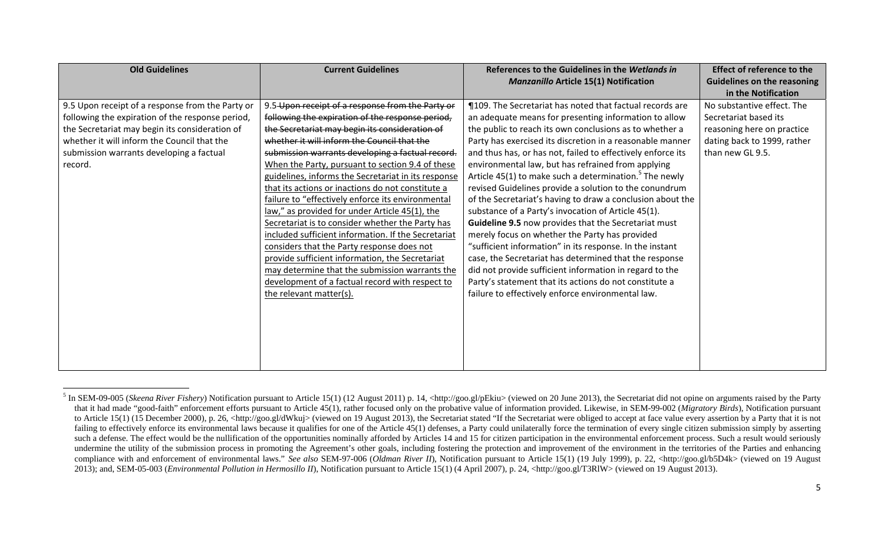| Old Guidelines | Current Guidelines | References to the Guidelines in the *Wetlands in Manzanillo* Article 15(1) Notification | Effect of reference to the Guidelines on the reasoning in the Notification |
|---|---|---|---|
| 9.5 Upon receipt of a response from the Party or following the expiration of the response period, the Secretariat may begin its consideration of whether it will inform the Council that the submission warrants developing a factual record. | 9.5 ~~Upon receipt of a response from the Party or following the expiration of the response period, the Secretariat may begin its consideration of whether it will inform the Council that the submission warrants developing a factual record.~~ <u>When the Party, pursuant to section 9.4 of these guidelines, informs the Secretariat in its response that its actions or inactions do not constitute a failure to "effectively enforce its environmental law," as provided for under Article 45(1), the Secretariat is to consider whether the Party has included sufficient information. If the Secretariat considers that the Party response does not provide sufficient information, the Secretariat may determine that the submission warrants the development of a factual record with respect to the relevant matter(s).</u> | ¶109. The Secretariat has noted that factual records are an adequate means for presenting information to allow the public to reach its own conclusions as to whether a Party has exercised its discretion in a reasonable manner and thus has, or has not, failed to effectively enforce its environmental law, but has refrained from applying Article 45(1) to make such a determination.[5] The newly revised Guidelines provide a solution to the conundrum of the Secretariat's having to draw a conclusion about the substance of a Party's invocation of Article 45(1). **Guideline 9.5** now provides that the Secretariat must merely focus on whether the Party has provided "sufficient information" in its response. In the instant case, the Secretariat has determined that the response did not provide sufficient information in regard to the Party's statement that its actions do not constitute a failure to effectively enforce environmental law. | No substantive effect. The Secretariat based its reasoning here on practice dating back to 1999, rather than new GL 9.5. |

[5] In SEM-09-005 (*Skeena River Fishery*) Notification pursuant to Article 15(1) (12 August 2011) p. 14, <http://goo.gl/pEkiu> (viewed on 20 June 2013), the Secretariat did not opine on arguments raised by the Party that it had made "good-faith" enforcement efforts pursuant to Article 45(1), rather focused only on the probative value of information provided. Likewise, in SEM-99-002 (*Migratory Birds*), Notification pursuant to Article 15(1) (15 December 2000), p. 26, <http://goo.gl/dWkuj> (viewed on 19 August 2013), the Secretariat stated "If the Secretariat were obliged to accept at face value every assertion by a Party that it is not failing to effectively enforce its environmental laws because it qualifies for one of the Article 45(1) defenses, a Party could unilaterally force the termination of every single citizen submission simply by asserting such a defense. The effect would be the nullification of the opportunities nominally afforded by Articles 14 and 15 for citizen participation in the environmental enforcement process. Such a result would seriously undermine the utility of the submission process in promoting the Agreement's other goals, including fostering the protection and improvement of the environment in the territories of the Parties and enhancing compliance with and enforcement of environmental laws." *See also* SEM-97-006 (*Oldman River II*), Notification pursuant to Article 15(1) (19 July 1999), p. 22, <http://goo.gl/b5D4k> (viewed on 19 August 2013); and, SEM-05-003 (*Environmental Pollution in Hermosillo II*), Notification pursuant to Article 15(1) (4 April 2007), p. 24, <http://goo.gl/T3RlW> (viewed on 19 August 2013).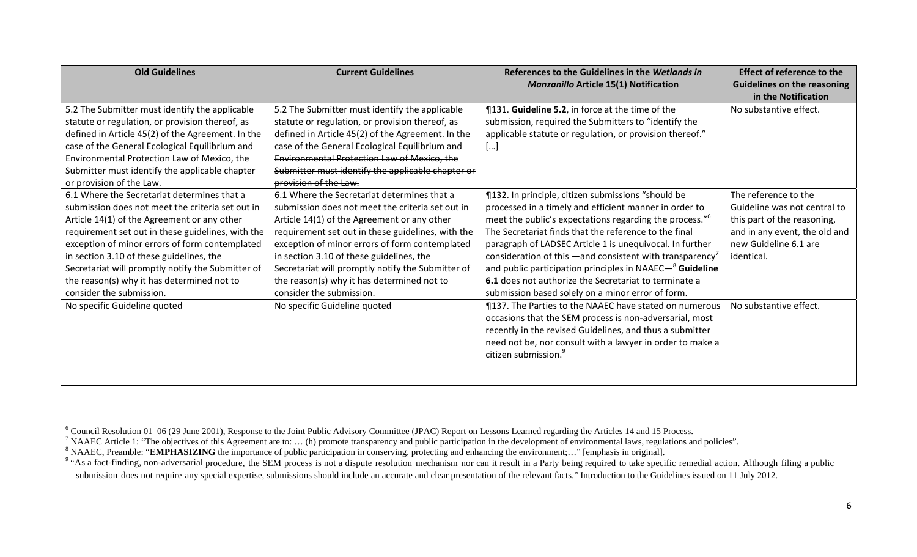| Old Guidelines | Current Guidelines | References to the Guidelines in the *Wetlands in Manzanillo* Article 15(1) Notification | Effect of reference to the Guidelines on the reasoning in the Notification |
|---|---|---|---|
| 5.2 The Submitter must identify the applicable statute or regulation, or provision thereof, as defined in Article 45(2) of the Agreement. In the case of the General Ecological Equilibrium and Environmental Protection Law of Mexico, the Submitter must identify the applicable chapter or provision of the Law. | 5.2 The Submitter must identify the applicable statute or regulation, or provision thereof, as defined in Article 45(2) of the Agreement. ~~In the case of the General Ecological Equilibrium and Environmental Protection Law of Mexico, the Submitter must identify the applicable chapter or provision of the Law.~~ | ¶131. **Guideline 5.2**, in force at the time of the submission, required the Submitters to "identify the applicable statute or regulation, or provision thereof." […] | No substantive effect. |
| 6.1 Where the Secretariat determines that a submission does not meet the criteria set out in Article 14(1) of the Agreement or any other requirement set out in these guidelines, with the exception of minor errors of form contemplated in section 3.10 of these guidelines, the Secretariat will promptly notify the Submitter of the reason(s) why it has determined not to consider the submission. | 6.1 Where the Secretariat determines that a submission does not meet the criteria set out in Article 14(1) of the Agreement or any other requirement set out in these guidelines, with the exception of minor errors of form contemplated in section 3.10 of these guidelines, the Secretariat will promptly notify the Submitter of the reason(s) why it has determined not to consider the submission. | ¶132. In principle, citizen submissions "should be processed in a timely and efficient manner in order to meet the public's expectations regarding the process."[6] The Secretariat finds that the reference to the final paragraph of LADSEC Article 1 is unequivocal. In further consideration of this —and consistent with transparency[7] and public participation principles in NAAEC—[8] **Guideline 6.1** does not authorize the Secretariat to terminate a submission based solely on a minor error of form. | The reference to the Guideline was not central to this part of the reasoning, and in any event, the old and new Guideline 6.1 are identical. |
| No specific Guideline quoted | No specific Guideline quoted | ¶137. The Parties to the NAAEC have stated on numerous occasions that the SEM process is non-adversarial, most recently in the revised Guidelines, and thus a submitter need not be, nor consult with a lawyer in order to make a citizen submission.[9] | No substantive effect. |

[6] Council Resolution 01–06 (29 June 2001), Response to the Joint Public Advisory Committee (JPAC) Report on Lessons Learned regarding the Articles 14 and 15 Process.

[7] NAAEC Article 1: "The objectives of this Agreement are to: … (h) promote transparency and public participation in the development of environmental laws, regulations and policies".

[8] NAAEC, Preamble: "**EMPHASIZING** the importance of public participation in conserving, protecting and enhancing the environment;…" [emphasis in original].

[9] "As a fact-finding, non-adversarial procedure, the SEM process is not a dispute resolution mechanism nor can it result in a Party being required to take specific remedial action. Although filing a public submission does not require any special expertise, submissions should include an accurate and clear presentation of the relevant facts." Introduction to the Guidelines issued on 11 July 2012.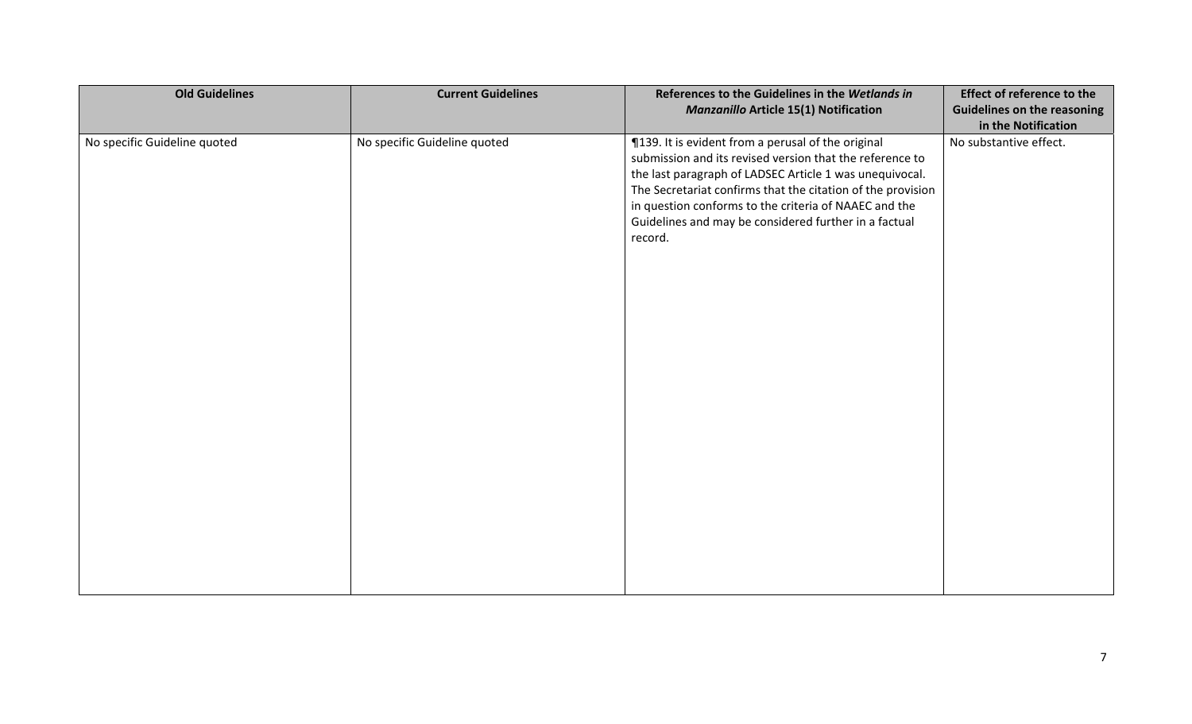| Old Guidelines | Current Guidelines | References to the Guidelines in the *Wetlands in Manzanillo* Article 15(1) Notification | Effect of reference to the Guidelines on the reasoning in the Notification |
|---|---|---|---|
| No specific Guideline quoted | No specific Guideline quoted | ¶139. It is evident from a perusal of the original submission and its revised version that the reference to the last paragraph of LADSEC Article 1 was unequivocal. The Secretariat confirms that the citation of the provision in question conforms to the criteria of NAAEC and the Guidelines and may be considered further in a factual record. | No substantive effect. |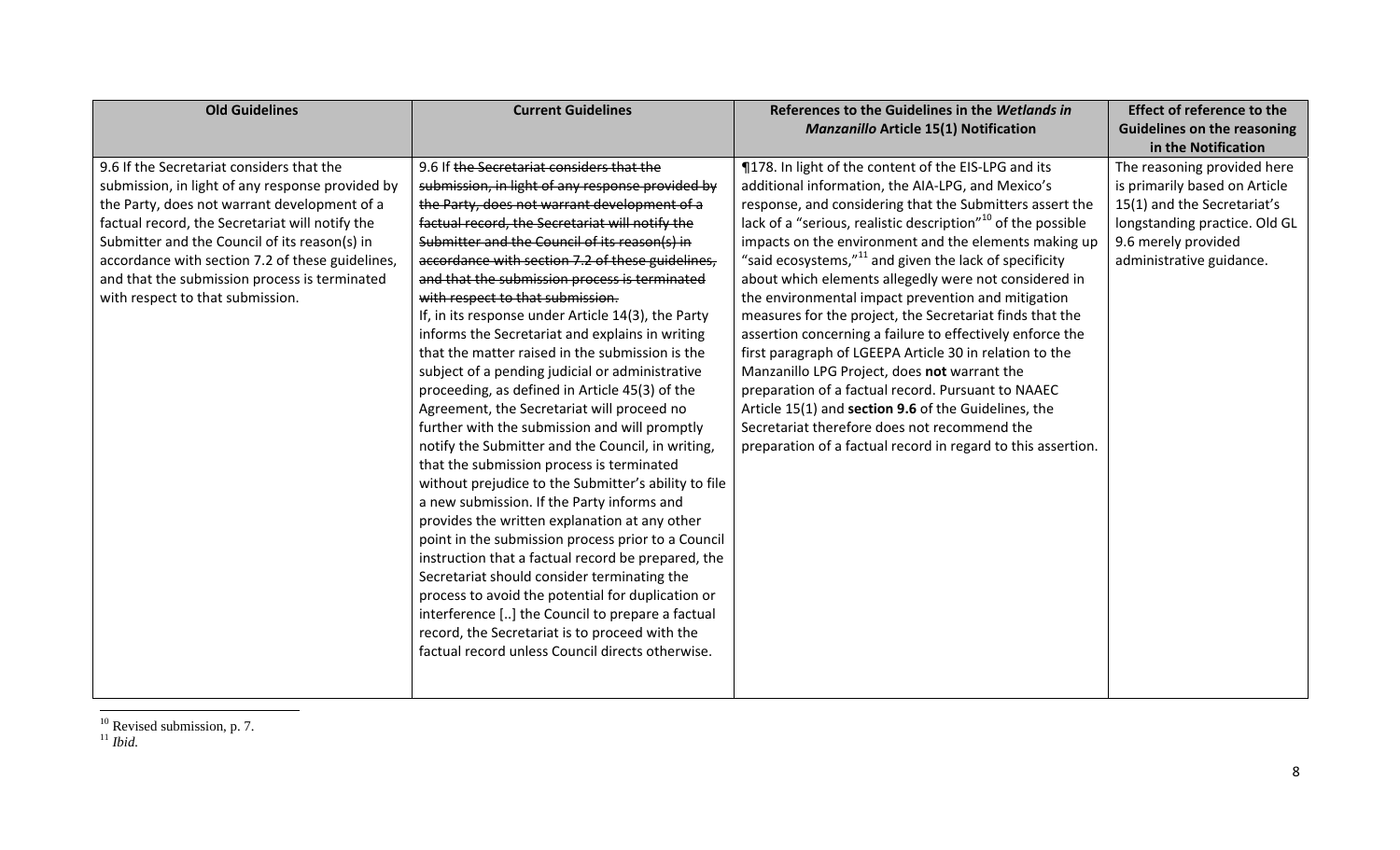| Old Guidelines | Current Guidelines | References to the Guidelines in the *Wetlands in Manzanillo* Article 15(1) Notification | Effect of reference to the Guidelines on the reasoning in the Notification |
|---|---|---|---|
| 9.6 If the Secretariat considers that the submission, in light of any response provided by the Party, does not warrant development of a factual record, the Secretariat will notify the Submitter and the Council of its reason(s) in accordance with section 7.2 of these guidelines, and that the submission process is terminated with respect to that submission. | 9.6 If ~~the Secretariat considers that the submission, in light of any response provided by the Party, does not warrant development of a factual record, the Secretariat will notify the Submitter and the Council of its reason(s) in accordance with section 7.2 of these guidelines, and that the submission process is terminated with respect to that submission.~~ If, in its response under Article 14(3), the Party informs the Secretariat and explains in writing that the matter raised in the submission is the subject of a pending judicial or administrative proceeding, as defined in Article 45(3) of the Agreement, the Secretariat will proceed no further with the submission and will promptly notify the Submitter and the Council, in writing, that the submission process is terminated without prejudice to the Submitter's ability to file a new submission. If the Party informs and provides the written explanation at any other point in the submission process prior to a Council instruction that a factual record be prepared, the Secretariat should consider terminating the process to avoid the potential for duplication or interference [..] the Council to prepare a factual record, the Secretariat is to proceed with the factual record unless Council directs otherwise. | ¶178. In light of the content of the EIS-LPG and its additional information, the AIA-LPG, and Mexico's response, and considering that the Submitters assert the lack of a "serious, realistic description"[10] of the possible impacts on the environment and the elements making up "said ecosystems,"[11] and given the lack of specificity about which elements allegedly were not considered in the environmental impact prevention and mitigation measures for the project, the Secretariat finds that the assertion concerning a failure to effectively enforce the first paragraph of LGEEPA Article 30 in relation to the Manzanillo LPG Project, does **not** warrant the preparation of a factual record. Pursuant to NAAEC Article 15(1) and **section 9.6** of the Guidelines, the Secretariat therefore does not recommend the preparation of a factual record in regard to this assertion. | The reasoning provided here is primarily based on Article 15(1) and the Secretariat's longstanding practice. Old GL 9.6 merely provided administrative guidance. |

[10] Revised submission, p. 7.

[11] *Ibid.*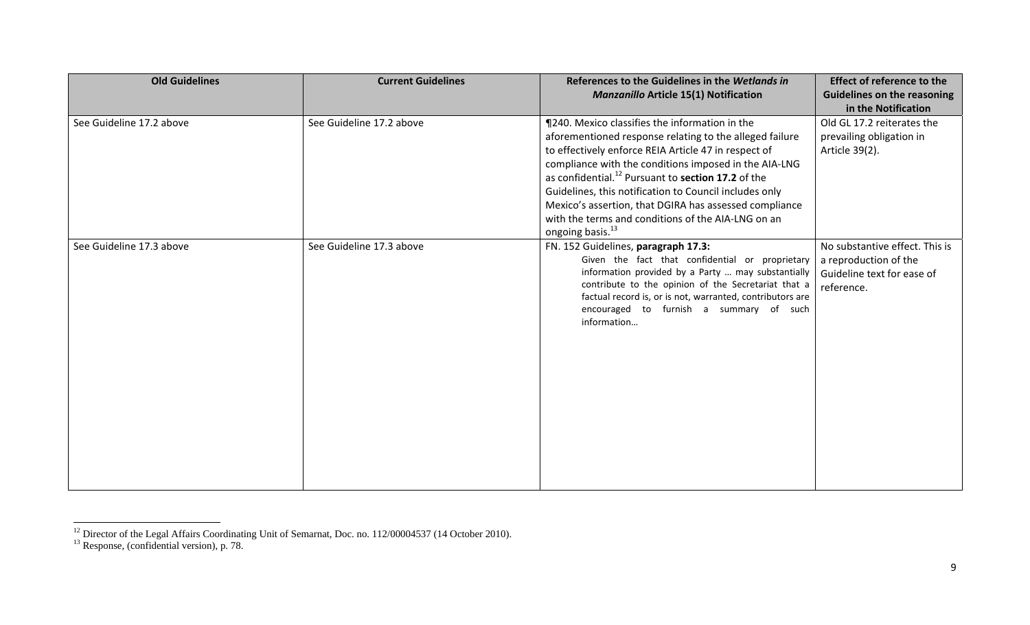| Old Guidelines | Current Guidelines | References to the Guidelines in the *Wetlands in Manzanillo* Article 15(1) Notification | Effect of reference to the Guidelines on the reasoning in the Notification |
|---|---|---|---|
| See Guideline 17.2 above | See Guideline 17.2 above | ¶240. Mexico classifies the information in the aforementioned response relating to the alleged failure to effectively enforce REIA Article 47 in respect of compliance with the conditions imposed in the AIA-LNG as confidential.[12] Pursuant to **section 17.2** of the Guidelines, this notification to Council includes only Mexico's assertion, that DGIRA has assessed compliance with the terms and conditions of the AIA-LNG on an ongoing basis.[13] | Old GL 17.2 reiterates the prevailing obligation in Article 39(2). |
| See Guideline 17.3 above | See Guideline 17.3 above | FN. 152 Guidelines, **paragraph 17.3:** Given the fact that confidential or proprietary information provided by a Party … may substantially contribute to the opinion of the Secretariat that a factual record is, or is not, warranted, contributors are encouraged to furnish a summary of such information… | No substantive effect. This is a reproduction of the Guideline text for ease of reference. |

[12] Director of the Legal Affairs Coordinating Unit of Semarnat, Doc. no. 112/00004537 (14 October 2010).

[13] Response, (confidential version), p. 78.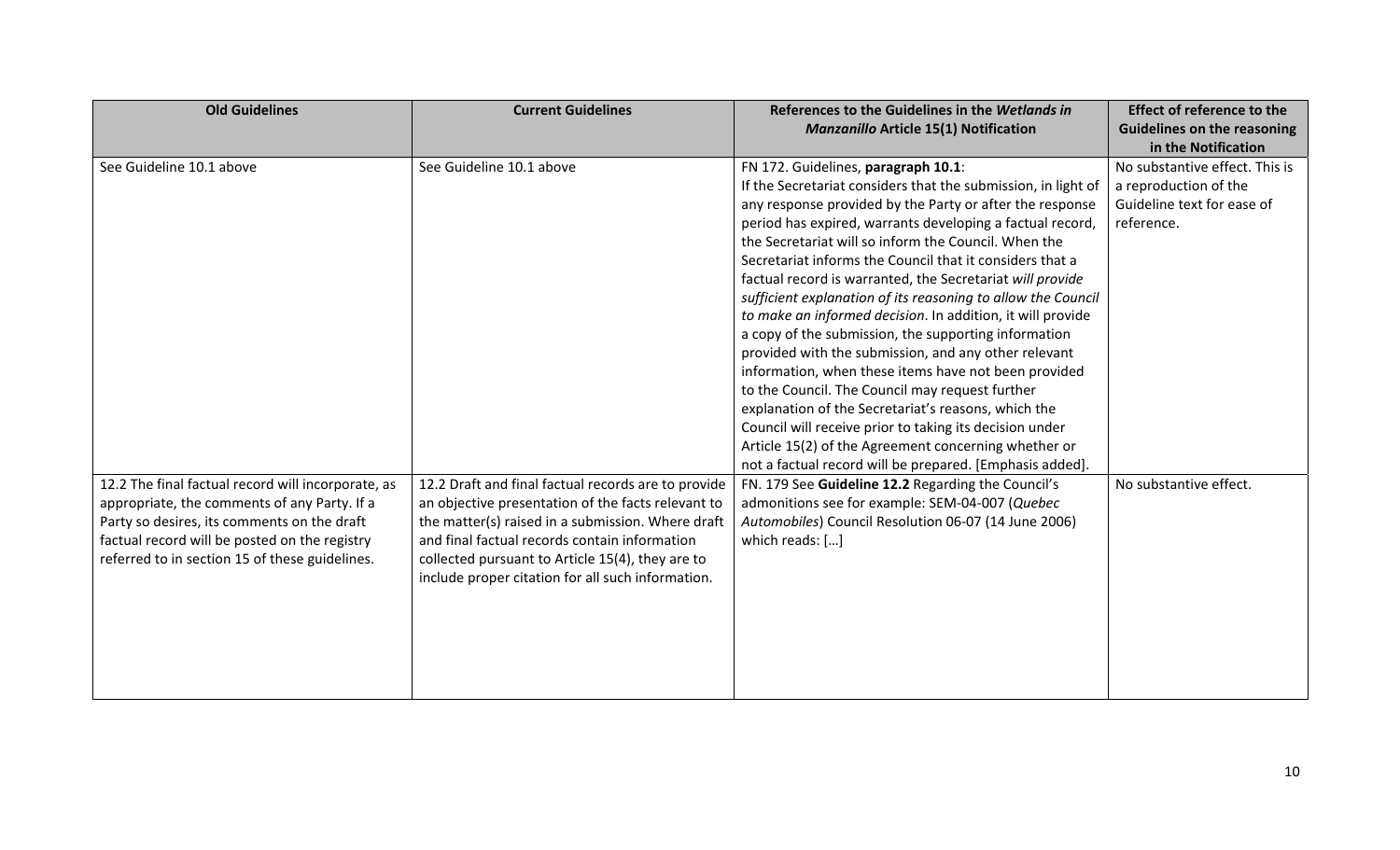| Old Guidelines | Current Guidelines | References to the Guidelines in the *Wetlands in Manzanillo* Article 15(1) Notification | Effect of reference to the Guidelines on the reasoning in the Notification |
|---|---|---|---|
| See Guideline 10.1 above | See Guideline 10.1 above | FN 172. Guidelines, **paragraph 10.1**: If the Secretariat considers that the submission, in light of any response provided by the Party or after the response period has expired, warrants developing a factual record, the Secretariat will so inform the Council. When the Secretariat informs the Council that it considers that a factual record is warranted, the Secretariat *will provide sufficient explanation of its reasoning to allow the Council to make an informed decision*. In addition, it will provide a copy of the submission, the supporting information provided with the submission, and any other relevant information, when these items have not been provided to the Council. The Council may request further explanation of the Secretariat's reasons, which the Council will receive prior to taking its decision under Article 15(2) of the Agreement concerning whether or not a factual record will be prepared. [Emphasis added]. | No substantive effect. This is a reproduction of the Guideline text for ease of reference. |
| 12.2 The final factual record will incorporate, as appropriate, the comments of any Party. If a Party so desires, its comments on the draft factual record will be posted on the registry referred to in section 15 of these guidelines. | 12.2 Draft and final factual records are to provide an objective presentation of the facts relevant to the matter(s) raised in a submission. Where draft and final factual records contain information collected pursuant to Article 15(4), they are to include proper citation for all such information. | FN. 179 See **Guideline 12.2** Regarding the Council's admonitions see for example: SEM-04-007 (*Quebec Automobiles*) Council Resolution 06-07 (14 June 2006) which reads: […] | No substantive effect. |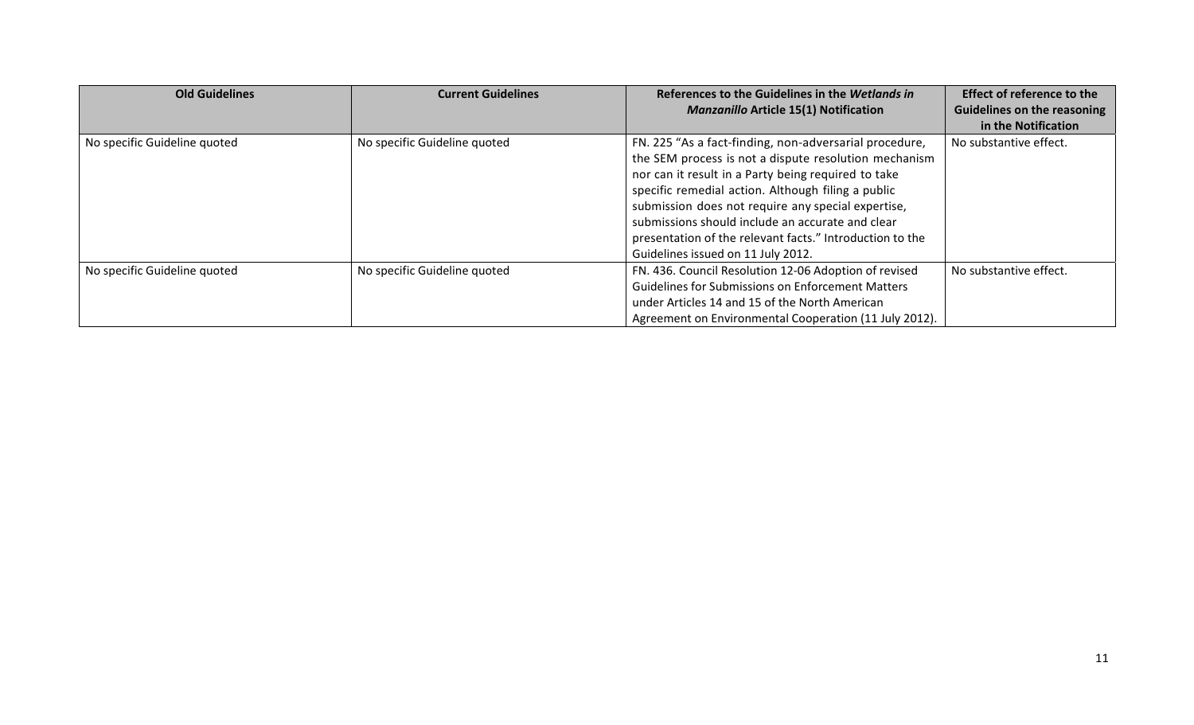| Old Guidelines | Current Guidelines | References to the Guidelines in the *Wetlands in Manzanillo* Article 15(1) Notification | Effect of reference to the Guidelines on the reasoning in the Notification |
|---|---|---|---|
| No specific Guideline quoted | No specific Guideline quoted | FN. 225 "As a fact-finding, non-adversarial procedure, the SEM process is not a dispute resolution mechanism nor can it result in a Party being required to take specific remedial action. Although filing a public submission does not require any special expertise, submissions should include an accurate and clear presentation of the relevant facts." Introduction to the Guidelines issued on 11 July 2012. | No substantive effect. |
| No specific Guideline quoted | No specific Guideline quoted | FN. 436. Council Resolution 12-06 Adoption of revised Guidelines for Submissions on Enforcement Matters under Articles 14 and 15 of the North American Agreement on Environmental Cooperation (11 July 2012). | No substantive effect. |